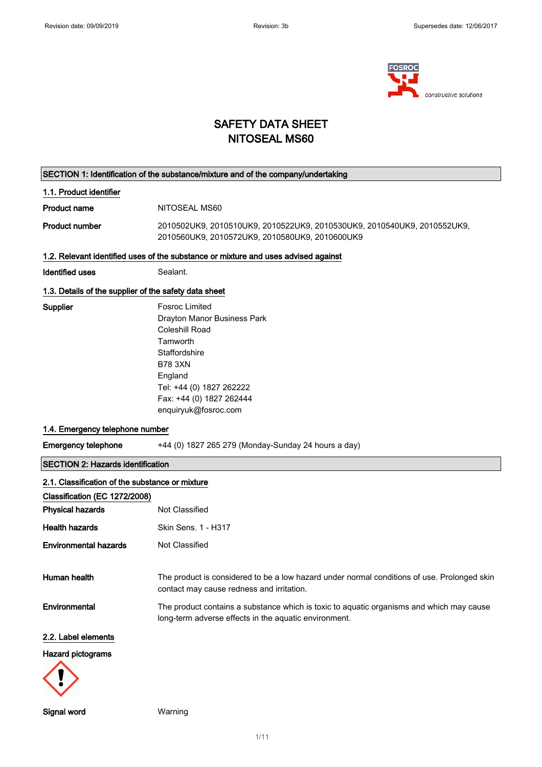# SAFETY DATA SHEET
# NITOSEAL MS60

## SECTION 1: Identification of the substance/mixture and of the company/undertaking

### 1.1. Product identifier

**Product name** NITOSEAL MS60

**Product number** 2010502UK9, 2010510UK9, 2010522UK9, 2010530UK9, 2010540UK9, 2010552UK9, 2010560UK9, 2010572UK9, 2010580UK9, 2010600UK9

### 1.2. Relevant identified uses of the substance or mixture and uses advised against

**Identified uses** Sealant.

### 1.3. Details of the supplier of the safety data sheet

**Supplier**
Fosroc Limited
Drayton Manor Business Park
Coleshill Road
Tamworth
Staffordshire
B78 3XN
England
Tel: +44 (0) 1827 262222
Fax: +44 (0) 1827 262444
enquiryuk@fosroc.com

### 1.4. Emergency telephone number

**Emergency telephone** +44 (0) 1827 265 279 (Monday-Sunday 24 hours a day)

## SECTION 2: Hazards identification

### 2.1. Classification of the substance or mixture

**Classification (EC 1272/2008)**

**Physical hazards** Not Classified

**Health hazards** Skin Sens. 1 - H317

**Environmental hazards** Not Classified

**Human health** The product is considered to be a low hazard under normal conditions of use. Prolonged skin contact may cause redness and irritation.

**Environmental** The product contains a substance which is toxic to aquatic organisms and which may cause long-term adverse effects in the aquatic environment.

### 2.2. Label elements

**Hazard pictograms**

**Signal word** Warning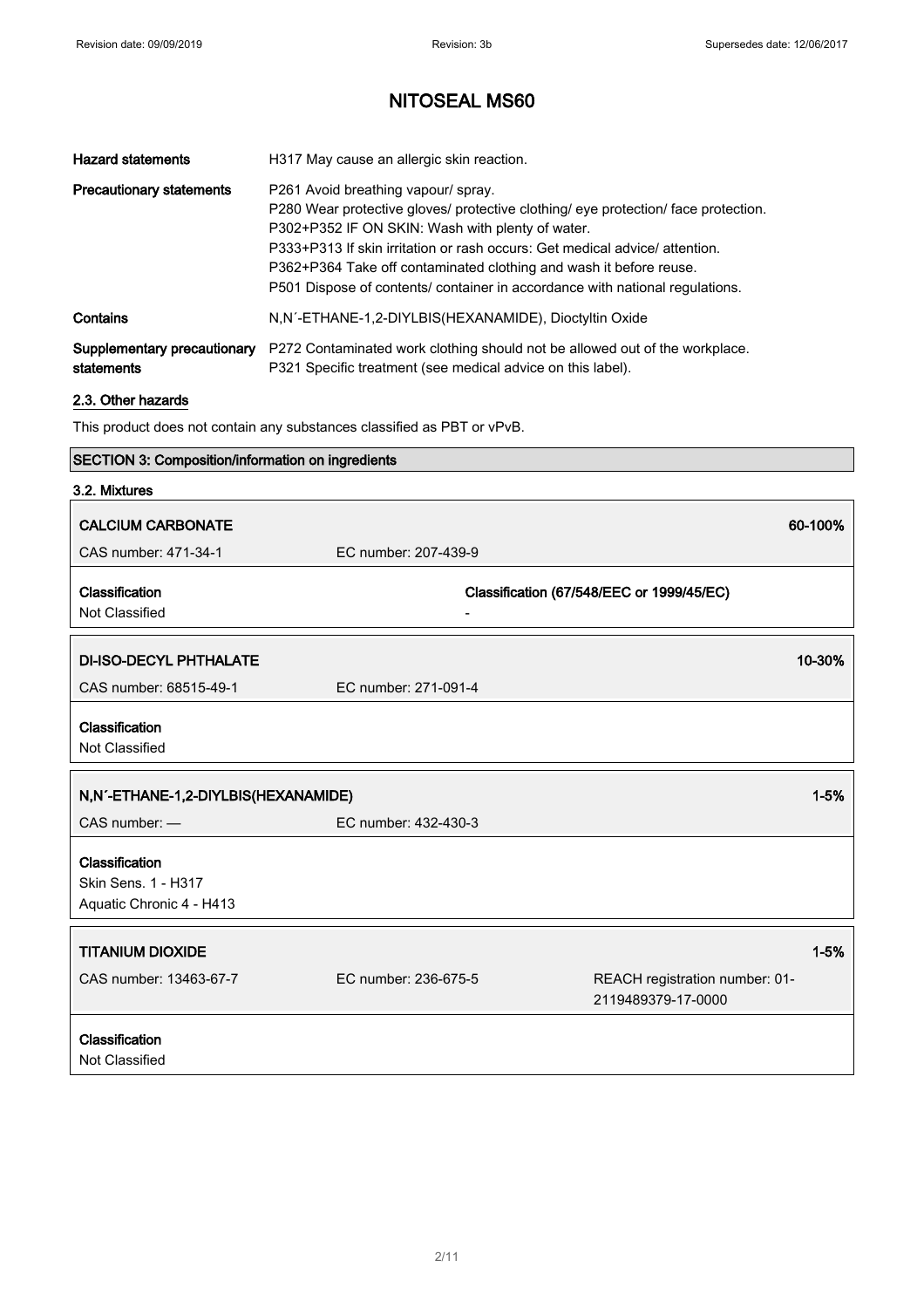# NITOSEAL MS60

| | |
|---|---|
| **Hazard statements** | H317 May cause an allergic skin reaction. |
| **Precautionary statements** | P261 Avoid breathing vapour/ spray.<br>P280 Wear protective gloves/ protective clothing/ eye protection/ face protection.<br>P302+P352 IF ON SKIN: Wash with plenty of water.<br>P333+P313 If skin irritation or rash occurs: Get medical advice/ attention.<br>P362+P364 Take off contaminated clothing and wash it before reuse.<br>P501 Dispose of contents/ container in accordance with national regulations. |
| **Contains** | N,N´-ETHANE-1,2-DIYLBIS(HEXANAMIDE), Dioctyltin Oxide |
| **Supplementary precautionary statements** | P272 Contaminated work clothing should not be allowed out of the workplace.<br>P321 Specific treatment (see medical advice on this label). |

## 2.3. Other hazards

This product does not contain any substances classified as PBT or vPvB.

## SECTION 3: Composition/information on ingredients

### 3.2. Mixtures

**CALCIUM CARBONATE** — 60-100%

CAS number: 471-34-1 — EC number: 207-439-9

| **Classification** | **Classification (67/548/EEC or 1999/45/EC)** |
|---|---|
| Not Classified | - |

**DI-ISO-DECYL PHTHALATE** — 10-30%

CAS number: 68515-49-1 — EC number: 271-091-4

**Classification**
Not Classified

**N,N´-ETHANE-1,2-DIYLBIS(HEXANAMIDE)** — 1-5%

CAS number: — — EC number: 432-430-3

**Classification**
Skin Sens. 1 - H317
Aquatic Chronic 4 - H413

**TITANIUM DIOXIDE** — 1-5%

CAS number: 13463-67-7 — EC number: 236-675-5 — REACH registration number: 01-2119489379-17-0000

**Classification**
Not Classified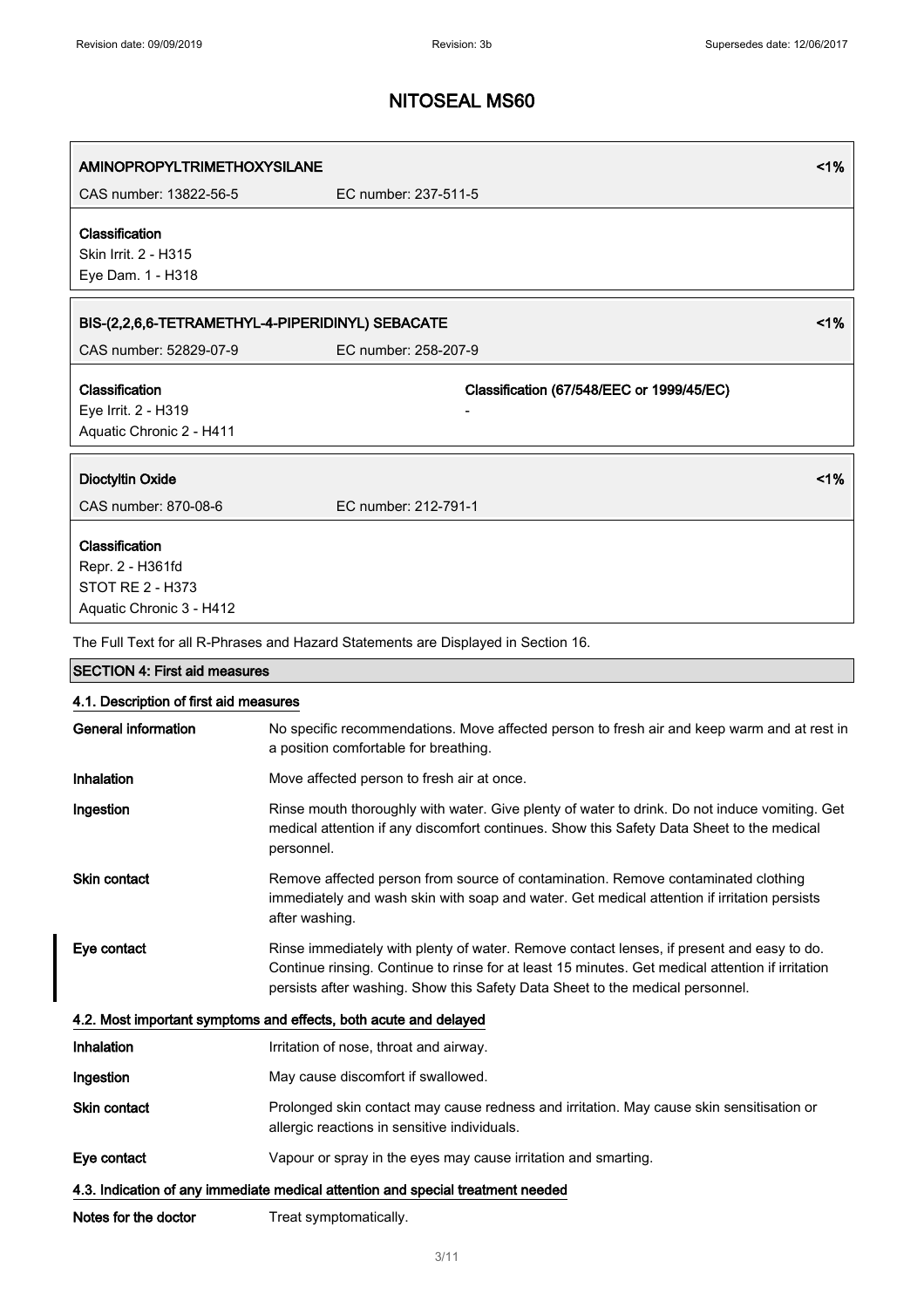# NITOSEAL MS60

| AMINOPROPYLTRIMETHOXYSILANE | | <1% |
| --- | --- | --- |
| CAS number: 13822-56-5 | EC number: 237-511-5 | |
| **Classification**<br>Skin Irrit. 2 - H315<br>Eye Dam. 1 - H318 | | |

| BIS-(2,2,6,6-TETRAMETHYL-4-PIPERIDINYL) SEBACATE | | <1% |
| --- | --- | --- |
| CAS number: 52829-07-9 | EC number: 258-207-9 | |
| **Classification**<br>Eye Irrit. 2 - H319<br>Aquatic Chronic 2 - H411 | **Classification (67/548/EEC or 1999/45/EC)**<br>- | |

| Dioctyltin Oxide | | <1% |
| --- | --- | --- |
| CAS number: 870-08-6 | EC number: 212-791-1 | |
| **Classification**<br>Repr. 2 - H361fd<br>STOT RE 2 - H373<br>Aquatic Chronic 3 - H412 | | |

The Full Text for all R-Phrases and Hazard Statements are Displayed in Section 16.

## SECTION 4: First aid measures

### 4.1. Description of first aid measures

**General information** No specific recommendations. Move affected person to fresh air and keep warm and at rest in a position comfortable for breathing.

**Inhalation** Move affected person to fresh air at once.

**Ingestion** Rinse mouth thoroughly with water. Give plenty of water to drink. Do not induce vomiting. Get medical attention if any discomfort continues. Show this Safety Data Sheet to the medical personnel.

**Skin contact** Remove affected person from source of contamination. Remove contaminated clothing immediately and wash skin with soap and water. Get medical attention if irritation persists after washing.

**Eye contact** Rinse immediately with plenty of water. Remove contact lenses, if present and easy to do. Continue rinsing. Continue to rinse for at least 15 minutes. Get medical attention if irritation persists after washing. Show this Safety Data Sheet to the medical personnel.

### 4.2. Most important symptoms and effects, both acute and delayed

**Inhalation** Irritation of nose, throat and airway.

**Ingestion** May cause discomfort if swallowed.

**Skin contact** Prolonged skin contact may cause redness and irritation. May cause skin sensitisation or allergic reactions in sensitive individuals.

**Eye contact** Vapour or spray in the eyes may cause irritation and smarting.

### 4.3. Indication of any immediate medical attention and special treatment needed

**Notes for the doctor** Treat symptomatically.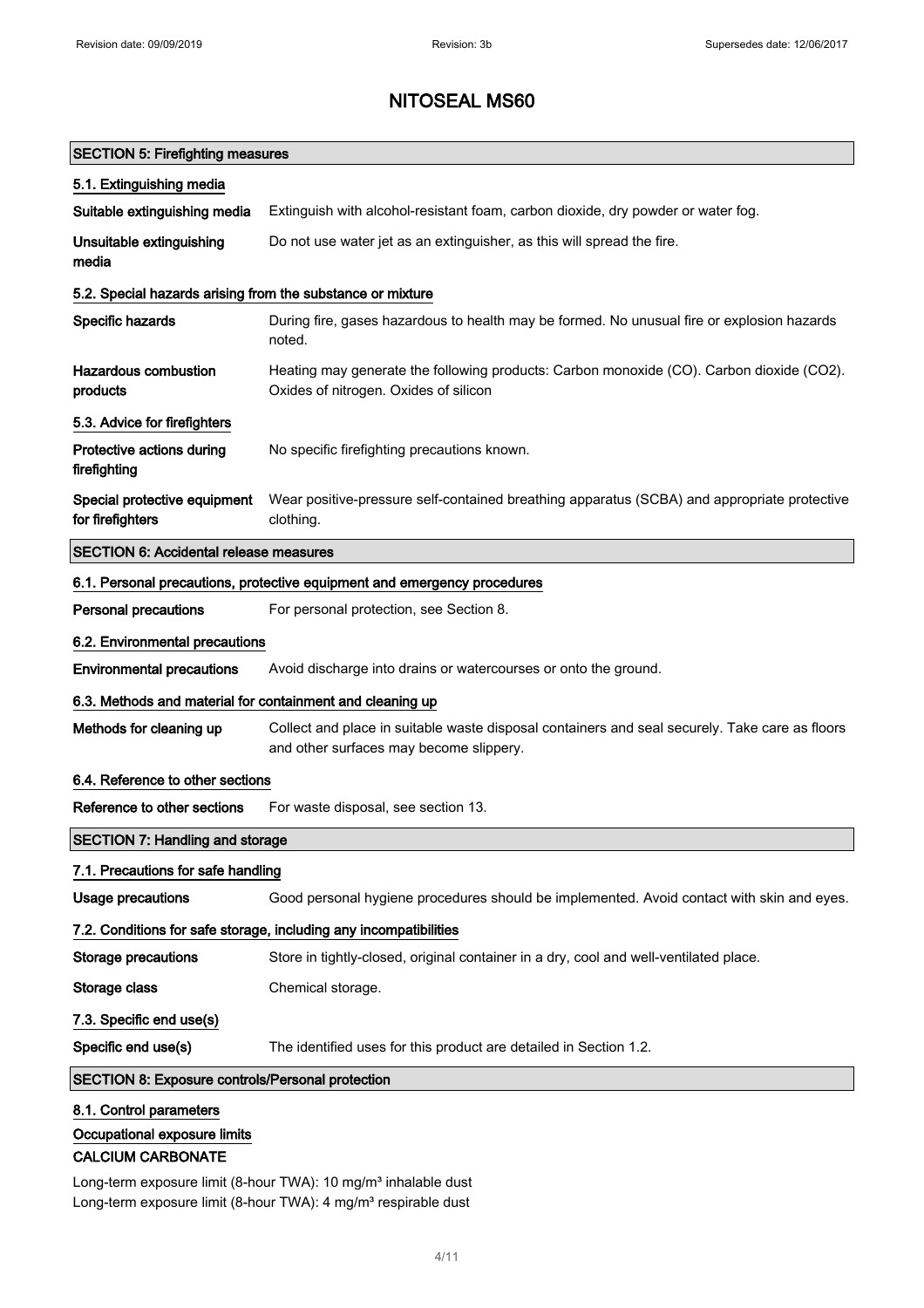# NITOSEAL MS60

## SECTION 5: Firefighting measures

### 5.1. Extinguishing media

| | |
|---|---|
| **Suitable extinguishing media** | Extinguish with alcohol-resistant foam, carbon dioxide, dry powder or water fog. |
| **Unsuitable extinguishing media** | Do not use water jet as an extinguisher, as this will spread the fire. |

### 5.2. Special hazards arising from the substance or mixture

| | |
|---|---|
| **Specific hazards** | During fire, gases hazardous to health may be formed. No unusual fire or explosion hazards noted. |
| **Hazardous combustion products** | Heating may generate the following products: Carbon monoxide (CO). Carbon dioxide ($CO_2$). Oxides of nitrogen. Oxides of silicon |

### 5.3. Advice for firefighters

| | |
|---|---|
| **Protective actions during firefighting** | No specific firefighting precautions known. |
| **Special protective equipment for firefighters** | Wear positive-pressure self-contained breathing apparatus (SCBA) and appropriate protective clothing. |

## SECTION 6: Accidental release measures

### 6.1. Personal precautions, protective equipment and emergency procedures

| | |
|---|---|
| **Personal precautions** | For personal protection, see Section 8. |

### 6.2. Environmental precautions

| | |
|---|---|
| **Environmental precautions** | Avoid discharge into drains or watercourses or onto the ground. |

### 6.3. Methods and material for containment and cleaning up

| | |
|---|---|
| **Methods for cleaning up** | Collect and place in suitable waste disposal containers and seal securely. Take care as floors and other surfaces may become slippery. |

### 6.4. Reference to other sections

| | |
|---|---|
| **Reference to other sections** | For waste disposal, see section 13. |

## SECTION 7: Handling and storage

### 7.1. Precautions for safe handling

| | |
|---|---|
| **Usage precautions** | Good personal hygiene procedures should be implemented. Avoid contact with skin and eyes. |

### 7.2. Conditions for safe storage, including any incompatibilities

| | |
|---|---|
| **Storage precautions** | Store in tightly-closed, original container in a dry, cool and well-ventilated place. |
| **Storage class** | Chemical storage. |

### 7.3. Specific end use(s)

| | |
|---|---|
| **Specific end use(s)** | The identified uses for this product are detailed in Section 1.2. |

## SECTION 8: Exposure controls/Personal protection

### 8.1. Control parameters

#### Occupational exposure limits

**CALCIUM CARBONATE**

Long-term exposure limit (8-hour TWA): 10 mg/m³ inhalable dust
Long-term exposure limit (8-hour TWA): 4 mg/m³ respirable dust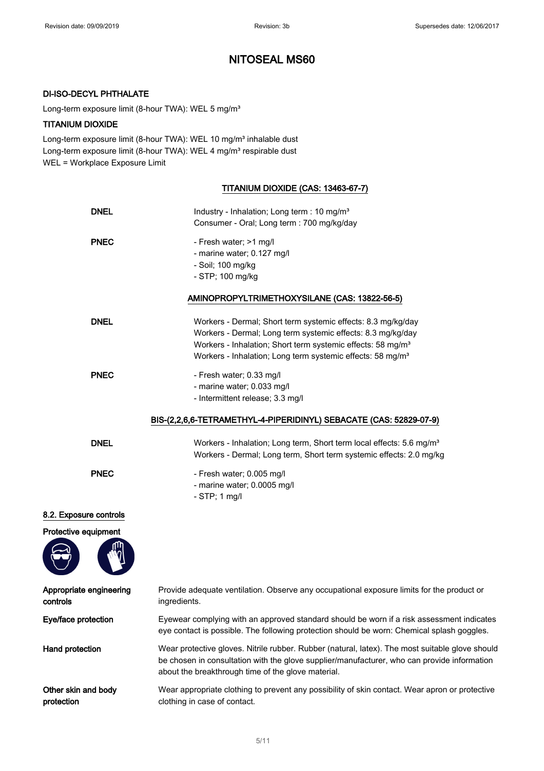# NITOSEAL MS60

**DI-ISO-DECYL PHTHALATE**

Long-term exposure limit (8-hour TWA): WEL 5 mg/m³

**TITANIUM DIOXIDE**

Long-term exposure limit (8-hour TWA): WEL 10 mg/m³ inhalable dust
Long-term exposure limit (8-hour TWA): WEL 4 mg/m³ respirable dust
WEL = Workplace Exposure Limit

**TITANIUM DIOXIDE (CAS: 13463-67-7)**

| | |
|---|---|
| **DNEL** | Industry - Inhalation; Long term : 10 mg/m³<br>Consumer - Oral; Long term : 700 mg/kg/day |
| **PNEC** | - Fresh water; >1 mg/l<br>- marine water; 0.127 mg/l<br>- Soil; 100 mg/kg<br>- STP; 100 mg/kg |

**AMINOPROPYLTRIMETHOXYSILANE (CAS: 13822-56-5)**

| | |
|---|---|
| **DNEL** | Workers - Dermal; Short term systemic effects: 8.3 mg/kg/day<br>Workers - Dermal; Long term systemic effects: 8.3 mg/kg/day<br>Workers - Inhalation; Short term systemic effects: 58 mg/m³<br>Workers - Inhalation; Long term systemic effects: 58 mg/m³ |
| **PNEC** | - Fresh water; 0.33 mg/l<br>- marine water; 0.033 mg/l<br>- Intermittent release; 3.3 mg/l |

**BIS-(2,2,6,6-TETRAMETHYL-4-PIPERIDINYL) SEBACATE (CAS: 52829-07-9)**

| | |
|---|---|
| **DNEL** | Workers - Inhalation; Long term, Short term local effects: 5.6 mg/m³<br>Workers - Dermal; Long term, Short term systemic effects: 2.0 mg/kg |
| **PNEC** | - Fresh water; 0.005 mg/l<br>- marine water; 0.0005 mg/l<br>- STP; 1 mg/l |

## 8.2. Exposure controls

**Protective equipment**

| | |
|---|---|
| **Appropriate engineering controls** | Provide adequate ventilation. Observe any occupational exposure limits for the product or ingredients. |
| **Eye/face protection** | Eyewear complying with an approved standard should be worn if a risk assessment indicates eye contact is possible. The following protection should be worn: Chemical splash goggles. |
| **Hand protection** | Wear protective gloves. Nitrile rubber. Rubber (natural, latex). The most suitable glove should be chosen in consultation with the glove supplier/manufacturer, who can provide information about the breakthrough time of the glove material. |
| **Other skin and body protection** | Wear appropriate clothing to prevent any possibility of skin contact. Wear apron or protective clothing in case of contact. |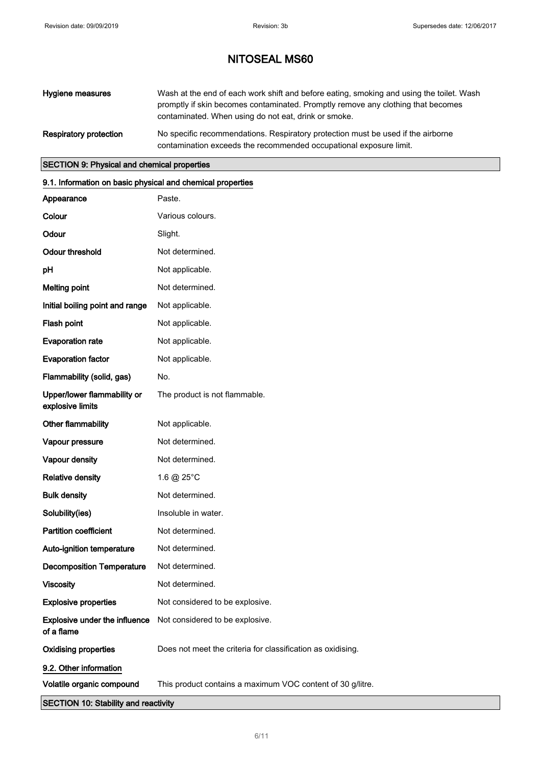# NITOSEAL MS60

| | |
|---|---|
| **Hygiene measures** | Wash at the end of each work shift and before eating, smoking and using the toilet. Wash promptly if skin becomes contaminated. Promptly remove any clothing that becomes contaminated. When using do not eat, drink or smoke. |
| **Respiratory protection** | No specific recommendations. Respiratory protection must be used if the airborne contamination exceeds the recommended occupational exposure limit. |

## SECTION 9: Physical and chemical properties

### 9.1. Information on basic physical and chemical properties

| | |
|---|---|
| **Appearance** | Paste. |
| **Colour** | Various colours. |
| **Odour** | Slight. |
| **Odour threshold** | Not determined. |
| **pH** | Not applicable. |
| **Melting point** | Not determined. |
| **Initial boiling point and range** | Not applicable. |
| **Flash point** | Not applicable. |
| **Evaporation rate** | Not applicable. |
| **Evaporation factor** | Not applicable. |
| **Flammability (solid, gas)** | No. |
| **Upper/lower flammability or explosive limits** | The product is not flammable. |
| **Other flammability** | Not applicable. |
| **Vapour pressure** | Not determined. |
| **Vapour density** | Not determined. |
| **Relative density** | 1.6 @ 25°C |
| **Bulk density** | Not determined. |
| **Solubility(ies)** | Insoluble in water. |
| **Partition coefficient** | Not determined. |
| **Auto-ignition temperature** | Not determined. |
| **Decomposition Temperature** | Not determined. |
| **Viscosity** | Not determined. |
| **Explosive properties** | Not considered to be explosive. |
| **Explosive under the influence of a flame** | Not considered to be explosive. |
| **Oxidising properties** | Does not meet the criteria for classification as oxidising. |

### 9.2. Other information

| | |
|---|---|
| **Volatile organic compound** | This product contains a maximum VOC content of 30 g/litre. |

## SECTION 10: Stability and reactivity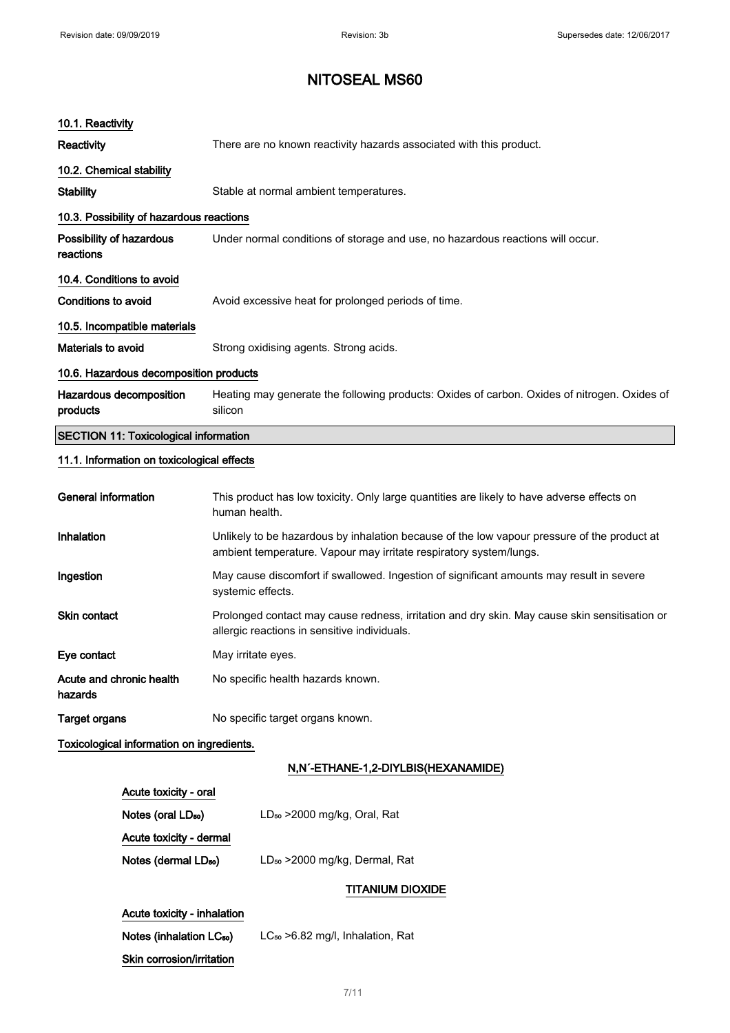# NITOSEAL MS60

### 10.1. Reactivity

**Reactivity** There are no known reactivity hazards associated with this product.

### 10.2. Chemical stability

**Stability** Stable at normal ambient temperatures.

### 10.3. Possibility of hazardous reactions

**Possibility of hazardous reactions** Under normal conditions of storage and use, no hazardous reactions will occur.

### 10.4. Conditions to avoid

**Conditions to avoid** Avoid excessive heat for prolonged periods of time.

### 10.5. Incompatible materials

**Materials to avoid** Strong oxidising agents. Strong acids.

### 10.6. Hazardous decomposition products

**Hazardous decomposition products** Heating may generate the following products: Oxides of carbon. Oxides of nitrogen. Oxides of silicon

## SECTION 11: Toxicological information

### 11.1. Information on toxicological effects

**General information** This product has low toxicity. Only large quantities are likely to have adverse effects on human health.

**Inhalation** Unlikely to be hazardous by inhalation because of the low vapour pressure of the product at ambient temperature. Vapour may irritate respiratory system/lungs.

**Ingestion** May cause discomfort if swallowed. Ingestion of significant amounts may result in severe systemic effects.

**Skin contact** Prolonged contact may cause redness, irritation and dry skin. May cause skin sensitisation or allergic reactions in sensitive individuals.

**Eye contact** May irritate eyes.

**Acute and chronic health hazards** No specific health hazards known.

**Target organs** No specific target organs known.

**Toxicological information on ingredients.**

#### N,N´-ETHANE-1,2-DIYLBIS(HEXANAMIDE)

**Acute toxicity - oral**

**Notes (oral $LD_{50}$)** $LD_{50}$ >2000 mg/kg, Oral, Rat

**Acute toxicity - dermal**

**Notes (dermal $LD_{50}$)** $LD_{50}$ >2000 mg/kg, Dermal, Rat

#### TITANIUM DIOXIDE

**Acute toxicity - inhalation**

**Notes (inhalation $LC_{50}$)** $LC_{50}$ >6.82 mg/l, Inhalation, Rat

**Skin corrosion/irritation**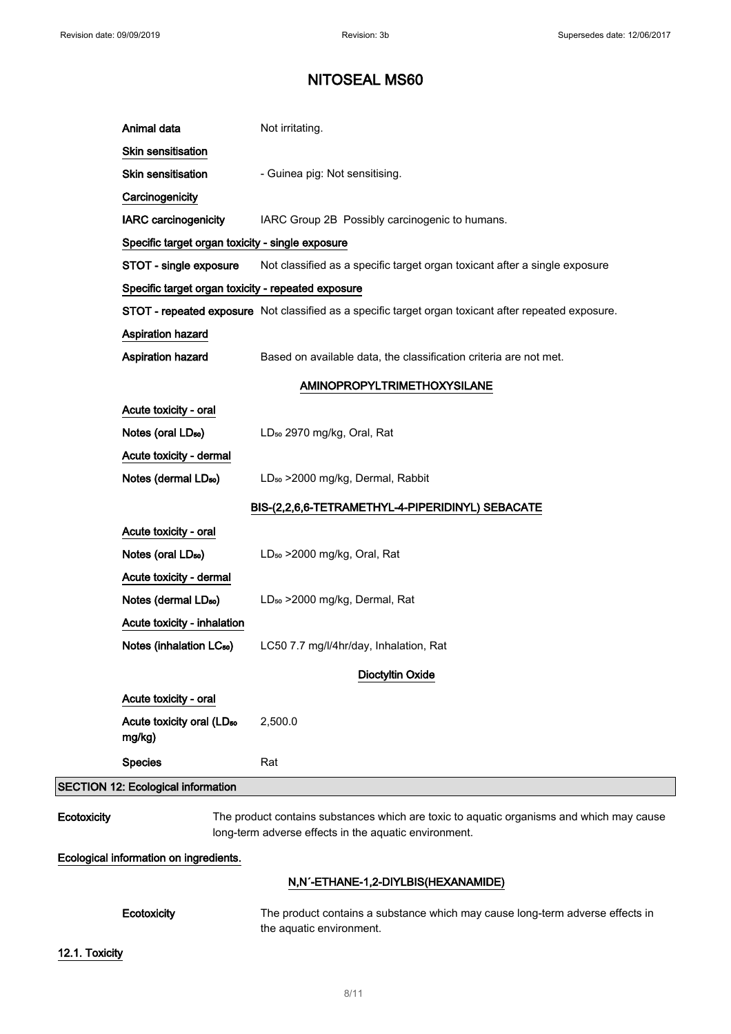| | |
|---|---|
| Animal data | Not irritating. |

**Skin sensitisation**

| | |
|---|---|
| Skin sensitisation | - Guinea pig: Not sensitising. |

**Carcinogenicity**

| | |
|---|---|
| IARC carcinogenicity | IARC Group 2B Possibly carcinogenic to humans. |

**Specific target organ toxicity - single exposure**

| | |
|---|---|
| STOT - single exposure | Not classified as a specific target organ toxicant after a single exposure |

**Specific target organ toxicity - repeated exposure**

| | |
|---|---|
| STOT - repeated exposure | Not classified as a specific target organ toxicant after repeated exposure. |

**Aspiration hazard**

| | |
|---|---|
| Aspiration hazard | Based on available data, the classification criteria are not met. |

### AMINOPROPYLTRIMETHOXYSILANE

**Acute toxicity - oral**

| | |
|---|---|
| Notes (oral $LD_{50}$) | $LD_{50}$ 2970 mg/kg, Oral, Rat |

**Acute toxicity - dermal**

| | |
|---|---|
| Notes (dermal $LD_{50}$) | $LD_{50}$ >2000 mg/kg, Dermal, Rabbit |

### BIS-(2,2,6,6-TETRAMETHYL-4-PIPERIDINYL) SEBACATE

**Acute toxicity - oral**

| | |
|---|---|
| Notes (oral $LD_{50}$) | $LD_{50}$ >2000 mg/kg, Oral, Rat |

**Acute toxicity - dermal**

| | |
|---|---|
| Notes (dermal $LD_{50}$) | $LD_{50}$ >2000 mg/kg, Dermal, Rat |

**Acute toxicity - inhalation**

| | |
|---|---|
| Notes (inhalation $LC_{50}$) | LC50 7.7 mg/l/4hr/day, Inhalation, Rat |

### Dioctyltin Oxide

**Acute toxicity - oral**

| | |
|---|---|
| Acute toxicity oral ($LD_{50}$ mg/kg) | 2,500.0 |
| Species | Rat |

## SECTION 12: Ecological information

| | |
|---|---|
| Ecotoxicity | The product contains substances which are toxic to aquatic organisms and which may cause long-term adverse effects in the aquatic environment. |

**Ecological information on ingredients.**

### N,N´-ETHANE-1,2-DIYLBIS(HEXANAMIDE)

| | |
|---|---|
| Ecotoxicity | The product contains a substance which may cause long-term adverse effects in the aquatic environment. |

### 12.1. Toxicity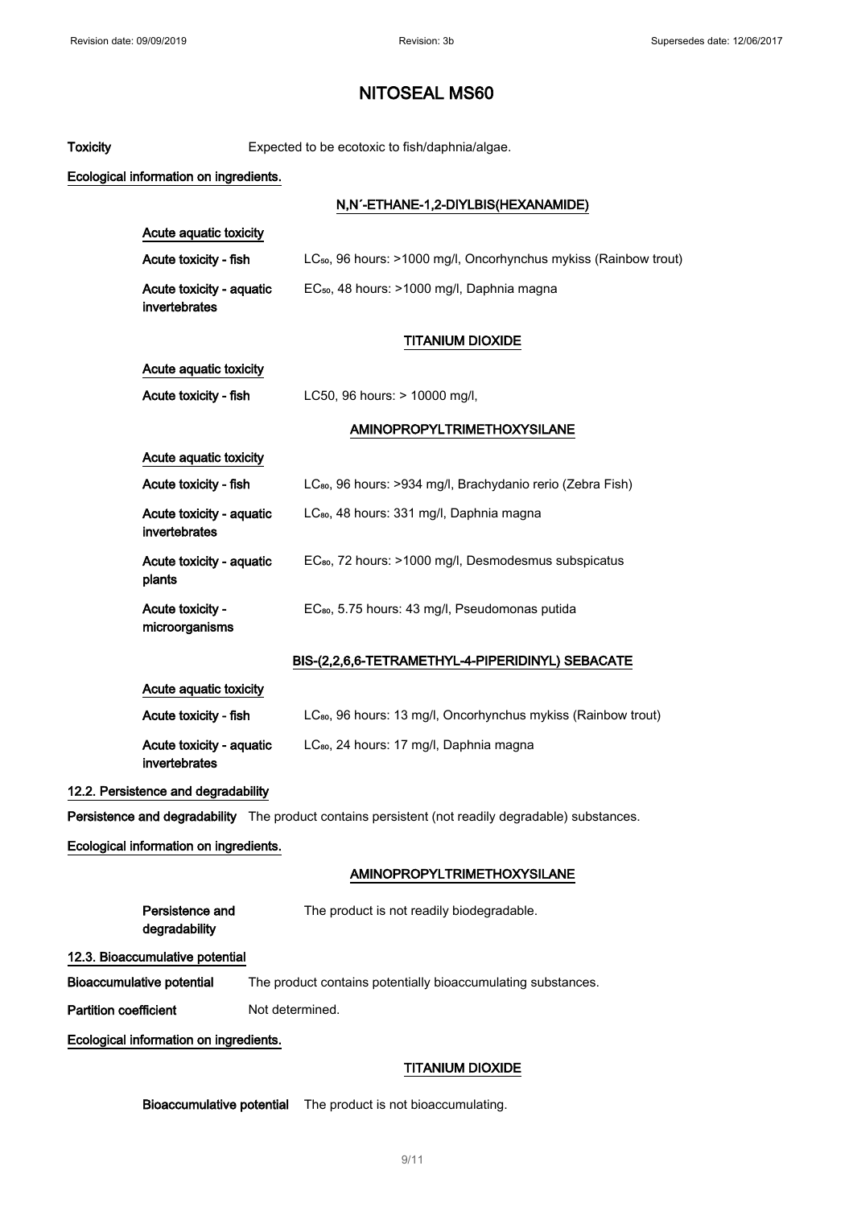# NITOSEAL MS60

**Toxicity** Expected to be ecotoxic to fish/daphnia/algae.

**Ecological information on ingredients.**

**N,N´-ETHANE-1,2-DIYLBIS(HEXANAMIDE)**

**Acute aquatic toxicity**

| | |
|---|---|
| **Acute toxicity - fish** | $LC_{50}$, 96 hours: >1000 mg/l, Oncorhynchus mykiss (Rainbow trout) |
| **Acute toxicity - aquatic invertebrates** | $EC_{50}$, 48 hours: >1000 mg/l, Daphnia magna |

**TITANIUM DIOXIDE**

**Acute aquatic toxicity**

| | |
|---|---|
| **Acute toxicity - fish** | LC50, 96 hours: > 10000 mg/l, |

**AMINOPROPYLTRIMETHOXYSILANE**

**Acute aquatic toxicity**

| | |
|---|---|
| **Acute toxicity - fish** | $LC_{50}$, 96 hours: >934 mg/l, Brachydanio rerio (Zebra Fish) |
| **Acute toxicity - aquatic invertebrates** | $LC_{50}$, 48 hours: 331 mg/l, Daphnia magna |
| **Acute toxicity - aquatic plants** | $EC_{50}$, 72 hours: >1000 mg/l, Desmodesmus subspicatus |
| **Acute toxicity - microorganisms** | $EC_{50}$, 5.75 hours: 43 mg/l, Pseudomonas putida |

**BIS-(2,2,6,6-TETRAMETHYL-4-PIPERIDINYL) SEBACATE**

**Acute aquatic toxicity**

| | |
|---|---|
| **Acute toxicity - fish** | $LC_{50}$, 96 hours: 13 mg/l, Oncorhynchus mykiss (Rainbow trout) |
| **Acute toxicity - aquatic invertebrates** | $LC_{50}$, 24 hours: 17 mg/l, Daphnia magna |

## 12.2. Persistence and degradability

**Persistence and degradability** The product contains persistent (not readily degradable) substances.

**Ecological information on ingredients.**

**AMINOPROPYLTRIMETHOXYSILANE**

**Persistence and degradability** The product is not readily biodegradable.

## 12.3. Bioaccumulative potential

**Bioaccumulative potential** The product contains potentially bioaccumulating substances.

**Partition coefficient** Not determined.

**Ecological information on ingredients.**

**TITANIUM DIOXIDE**

**Bioaccumulative potential** The product is not bioaccumulating.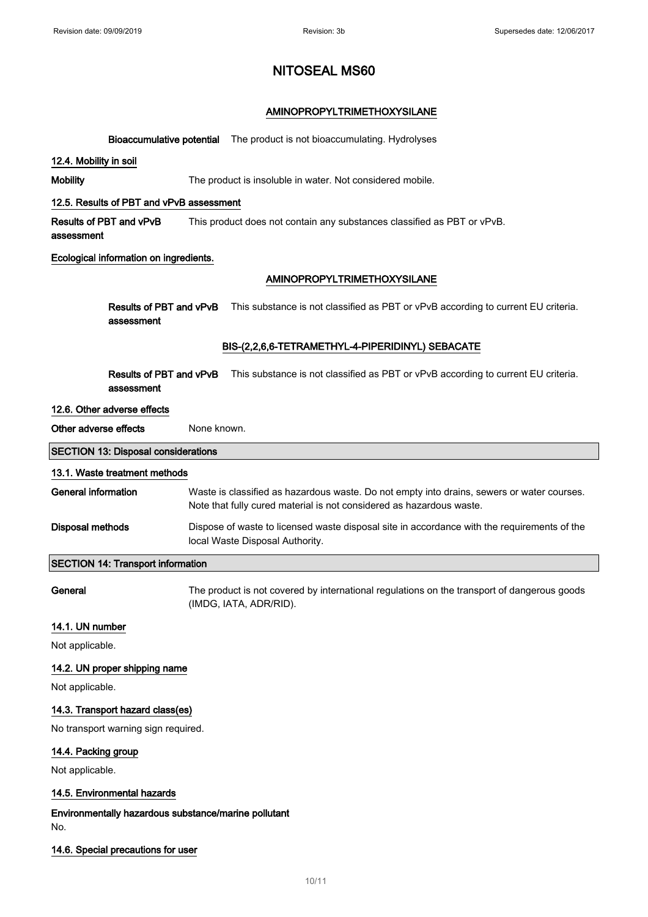# NITOSEAL MS60

**AMINOPROPYLTRIMETHOXYSILANE**

**Bioaccumulative potential** The product is not bioaccumulating. Hydrolyses

### 12.4. Mobility in soil

**Mobility** The product is insoluble in water. Not considered mobile.

### 12.5. Results of PBT and vPvB assessment

**Results of PBT and vPvB assessment** This product does not contain any substances classified as PBT or vPvB.

**Ecological information on ingredients.**

**AMINOPROPYLTRIMETHOXYSILANE**

**Results of PBT and vPvB assessment** This substance is not classified as PBT or vPvB according to current EU criteria.

**BIS-(2,2,6,6-TETRAMETHYL-4-PIPERIDINYL) SEBACATE**

**Results of PBT and vPvB assessment** This substance is not classified as PBT or vPvB according to current EU criteria.

### 12.6. Other adverse effects

**Other adverse effects** None known.

## SECTION 13: Disposal considerations

### 13.1. Waste treatment methods

**General information** Waste is classified as hazardous waste. Do not empty into drains, sewers or water courses. Note that fully cured material is not considered as hazardous waste.

**Disposal methods** Dispose of waste to licensed waste disposal site in accordance with the requirements of the local Waste Disposal Authority.

## SECTION 14: Transport information

**General** The product is not covered by international regulations on the transport of dangerous goods (IMDG, IATA, ADR/RID).

### 14.1. UN number

Not applicable.

### 14.2. UN proper shipping name

Not applicable.

### 14.3. Transport hazard class(es)

No transport warning sign required.

### 14.4. Packing group

Not applicable.

### 14.5. Environmental hazards

**Environmentally hazardous substance/marine pollutant**

No.

### 14.6. Special precautions for user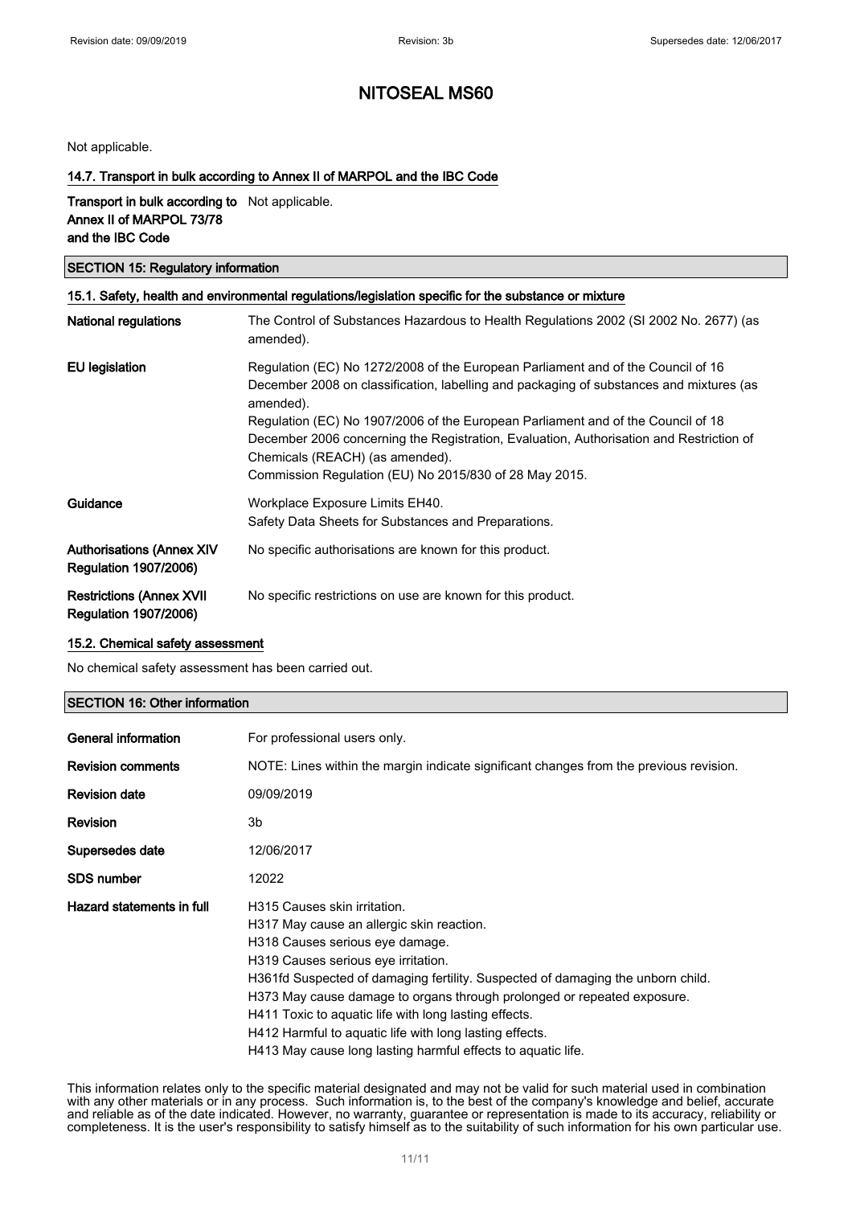Not applicable.

#### 14.7. Transport in bulk according to Annex II of MARPOL and the IBC Code

| | |
|---|---|
| **Transport in bulk according to Annex II of MARPOL 73/78 and the IBC Code** | Not applicable. |

## SECTION 15: Regulatory information

#### 15.1. Safety, health and environmental regulations/legislation specific for the substance or mixture

| | |
|---|---|
| **National regulations** | The Control of Substances Hazardous to Health Regulations 2002 (SI 2002 No. 2677) (as amended). |
| **EU legislation** | Regulation (EC) No 1272/2008 of the European Parliament and of the Council of 16 December 2008 on classification, labelling and packaging of substances and mixtures (as amended).<br>Regulation (EC) No 1907/2006 of the European Parliament and of the Council of 18 December 2006 concerning the Registration, Evaluation, Authorisation and Restriction of Chemicals (REACH) (as amended).<br>Commission Regulation (EU) No 2015/830 of 28 May 2015. |
| **Guidance** | Workplace Exposure Limits EH40.<br>Safety Data Sheets for Substances and Preparations. |
| **Authorisations (Annex XIV Regulation 1907/2006)** | No specific authorisations are known for this product. |
| **Restrictions (Annex XVII Regulation 1907/2006)** | No specific restrictions on use are known for this product. |

#### 15.2. Chemical safety assessment

No chemical safety assessment has been carried out.

## SECTION 16: Other information

| | |
|---|---|
| **General information** | For professional users only. |
| **Revision comments** | NOTE: Lines within the margin indicate significant changes from the previous revision. |
| **Revision date** | 09/09/2019 |
| **Revision** | 3b |
| **Supersedes date** | 12/06/2017 |
| **SDS number** | 12022 |
| **Hazard statements in full** | H315 Causes skin irritation.<br>H317 May cause an allergic skin reaction.<br>H318 Causes serious eye damage.<br>H319 Causes serious eye irritation.<br>H361fd Suspected of damaging fertility. Suspected of damaging the unborn child.<br>H373 May cause damage to organs through prolonged or repeated exposure.<br>H411 Toxic to aquatic life with long lasting effects.<br>H412 Harmful to aquatic life with long lasting effects.<br>H413 May cause long lasting harmful effects to aquatic life. |

This information relates only to the specific material designated and may not be valid for such material used in combination with any other materials or in any process. Such information is, to the best of the company's knowledge and belief, accurate and reliable as of the date indicated. However, no warranty, guarantee or representation is made to its accuracy, reliability or completeness. It is the user's responsibility to satisfy himself as to the suitability of such information for his own particular use.